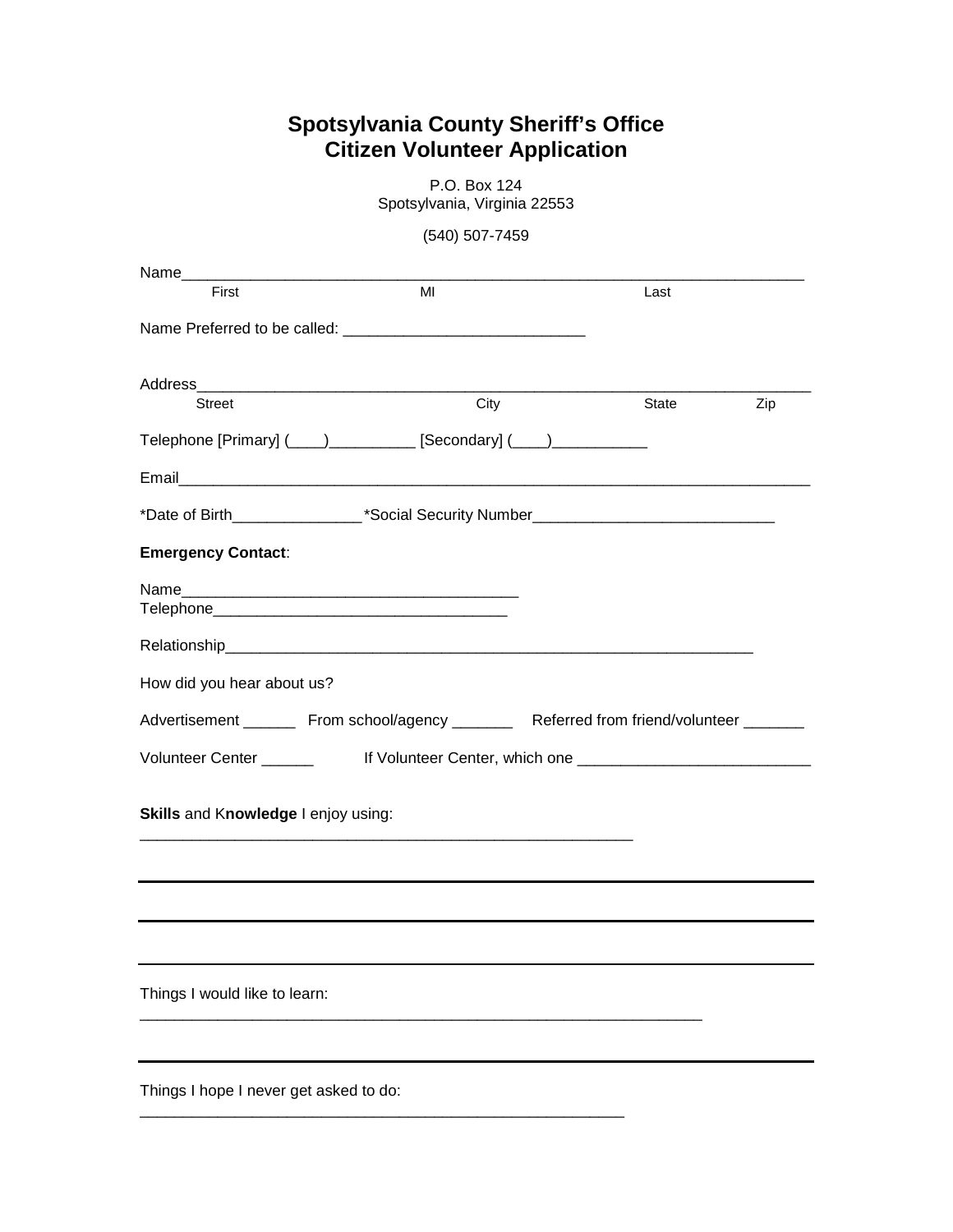# Spotsylvania County Sheriff's Office
# Citizen Volunteer Application

P.O. Box 124
Spotsylvania, Virginia 22553

(540) 507-7459

Name_________________________________________________________________________
First MI Last

Name Preferred to be called: ____________________________

Address_______________________________________________________________________
Street City State Zip

Telephone [Primary] (____)__________ [Secondary] (____)___________

Email_________________________________________________________________________

*Date of Birth_______________*Social Security Number____________________________

**Emergency Contact**:

Name________________________________________
Telephone___________________________________

Relationship______________________________________________________________

How did you hear about us?

Advertisement ______ From school/agency _______ Referred from friend/volunteer _______

Volunteer Center ______ If Volunteer Center, which one ___________________________

**Skills** and K**nowledge** I enjoy using:

___________________________________________________________

Things I would like to learn:

____________________________________________________________________

Things I hope I never get asked to do:

__________________________________________________________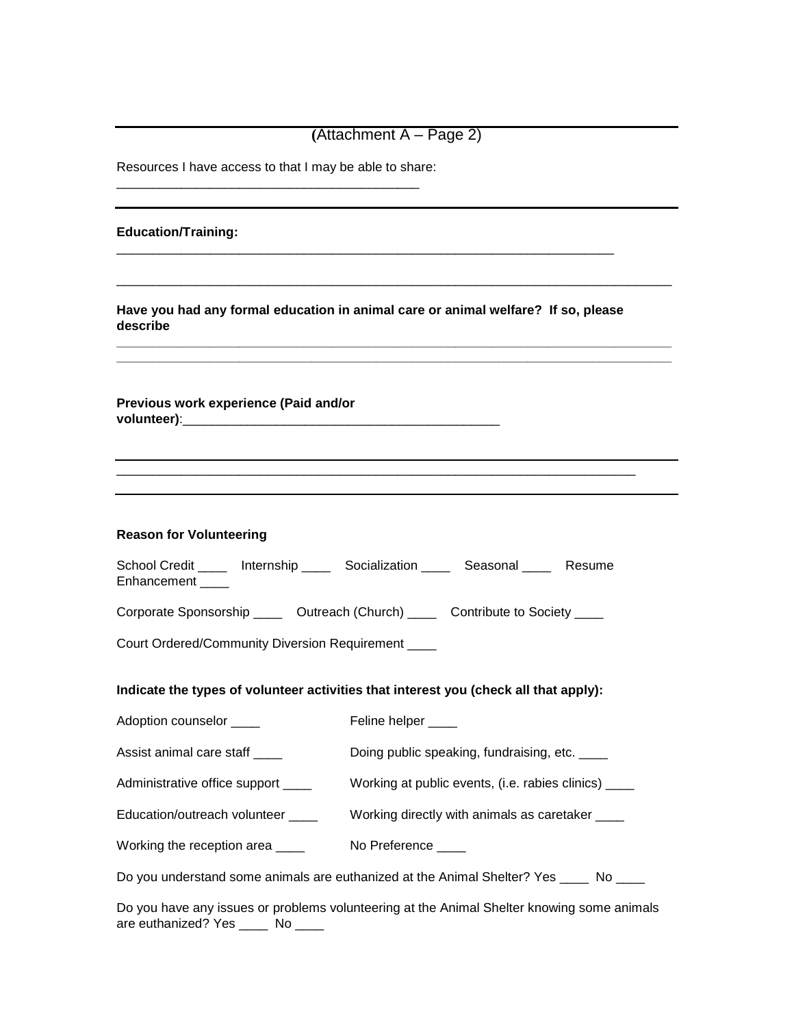(Attachment A – Page 2)

Resources I have access to that I may be able to share: ________________________________________

---

**Education/Training:** ____________________________________________________________________

_____________________________________________________________________________

**Have you had any formal education in animal care or animal welfare? If so, please describe**

_____________________________________________________________________________

_____________________________________________________________________________

**Previous work experience (Paid and/or volunteer)**:_________________________________________

---

_____________________________________________________________________________

---

**Reason for Volunteering**

School Credit ____ Internship ____ Socialization ____ Seasonal ____ Resume Enhancement ____

Corporate Sponsorship ____ Outreach (Church) ____ Contribute to Society ____

Court Ordered/Community Diversion Requirement ____

**Indicate the types of volunteer activities that interest you (check all that apply):**

Adoption counselor ____

Assist animal care staff ____

Administrative office support ____

Education/outreach volunteer ____

Working the reception area ____

Feline helper ____

Doing public speaking, fundraising, etc. ____

Working at public events, (i.e. rabies clinics) ____

Working directly with animals as caretaker ____

No Preference ____

Do you understand some animals are euthanized at the Animal Shelter? Yes ____ No ____

Do you have any issues or problems volunteering at the Animal Shelter knowing some animals are euthanized? Yes ____ No ____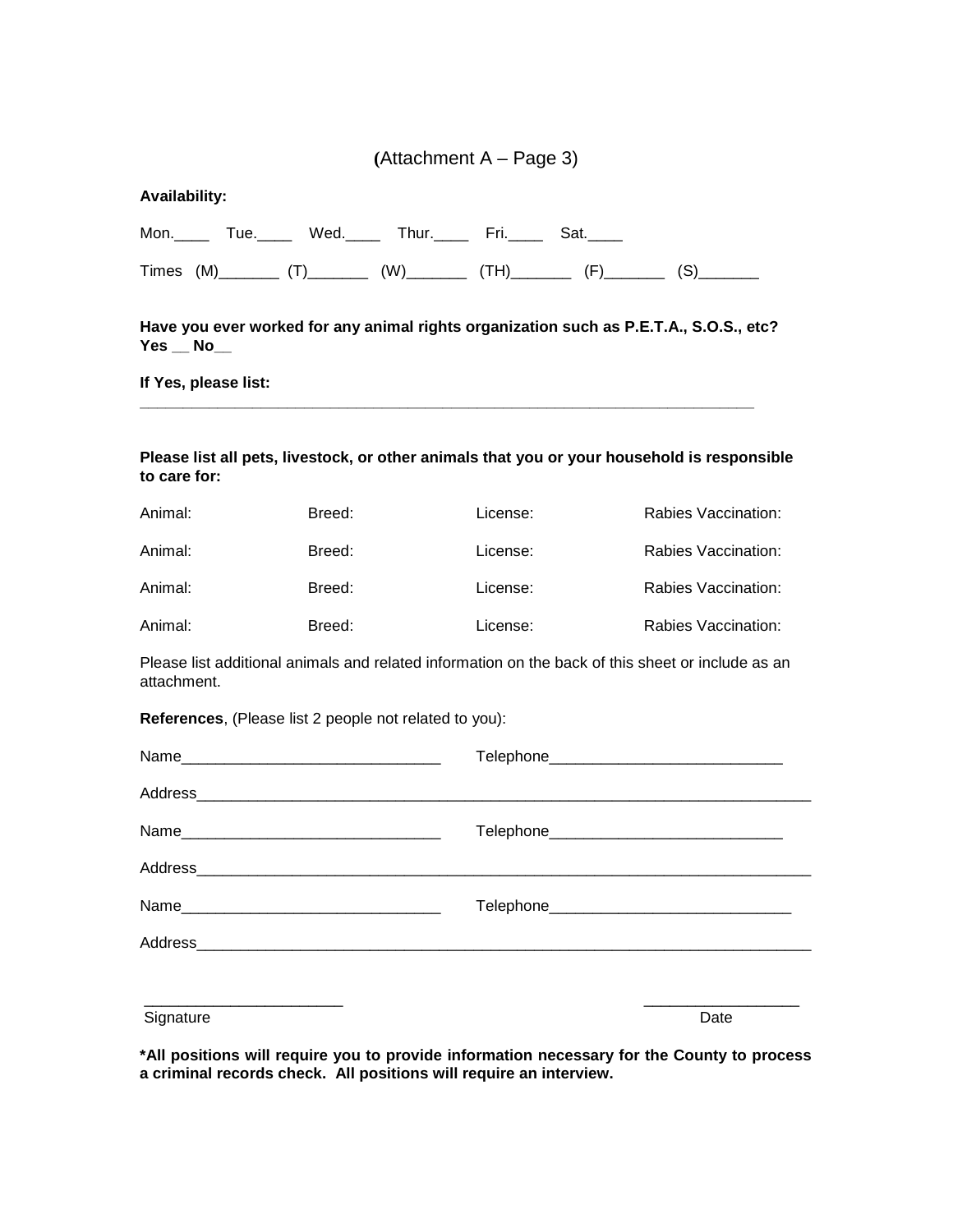(Attachment A – Page 3)

**Availability:**

Mon.____ Tue.____ Wed.____ Thur.____ Fri.____ Sat.____

Times (M)_______ (T)_______ (W)_______ (TH)_______ (F)_______ (S)_______

**Have you ever worked for any animal rights organization such as P.E.T.A., S.O.S., etc? Yes __ No__**

**If Yes, please list:** ___________________________________________________________________________

**Please list all pets, livestock, or other animals that you or your household is responsible to care for:**

| | | | |
|---|---|---|---|
| Animal: | Breed: | License: | Rabies Vaccination: |
| Animal: | Breed: | License: | Rabies Vaccination: |
| Animal: | Breed: | License: | Rabies Vaccination: |
| Animal: | Breed: | License: | Rabies Vaccination: |

Please list additional animals and related information on the back of this sheet or include as an attachment.

**References**, (Please list 2 people not related to you):

Name_______________________________ Telephone___________________________

Address___________________________________________________________________________

Name_______________________________ Telephone___________________________

Address___________________________________________________________________________

Name_______________________________ Telephone____________________________

Address___________________________________________________________________________

________________________ __________________
Signature Date

**\*All positions will require you to provide information necessary for the County to process a criminal records check. All positions will require an interview.**